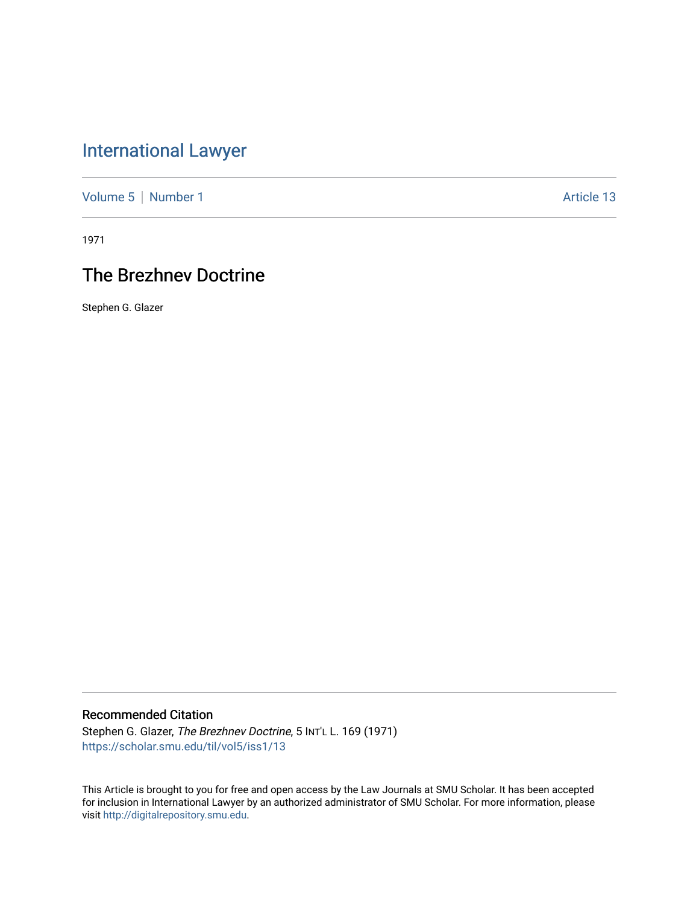# International Lawyer

Volume 5 | Number 1 Article 13

1971

## The Brezhnev Doctrine

Stephen G. Glazer

### Recommended Citation

Stephen G. Glazer, *The Brezhnev Doctrine*, 5 INT'L L. 169 (1971)
https://scholar.smu.edu/til/vol5/iss1/13

This Article is brought to you for free and open access by the Law Journals at SMU Scholar. It has been accepted for inclusion in International Lawyer by an authorized administrator of SMU Scholar. For more information, please visit http://digitalrepository.smu.edu.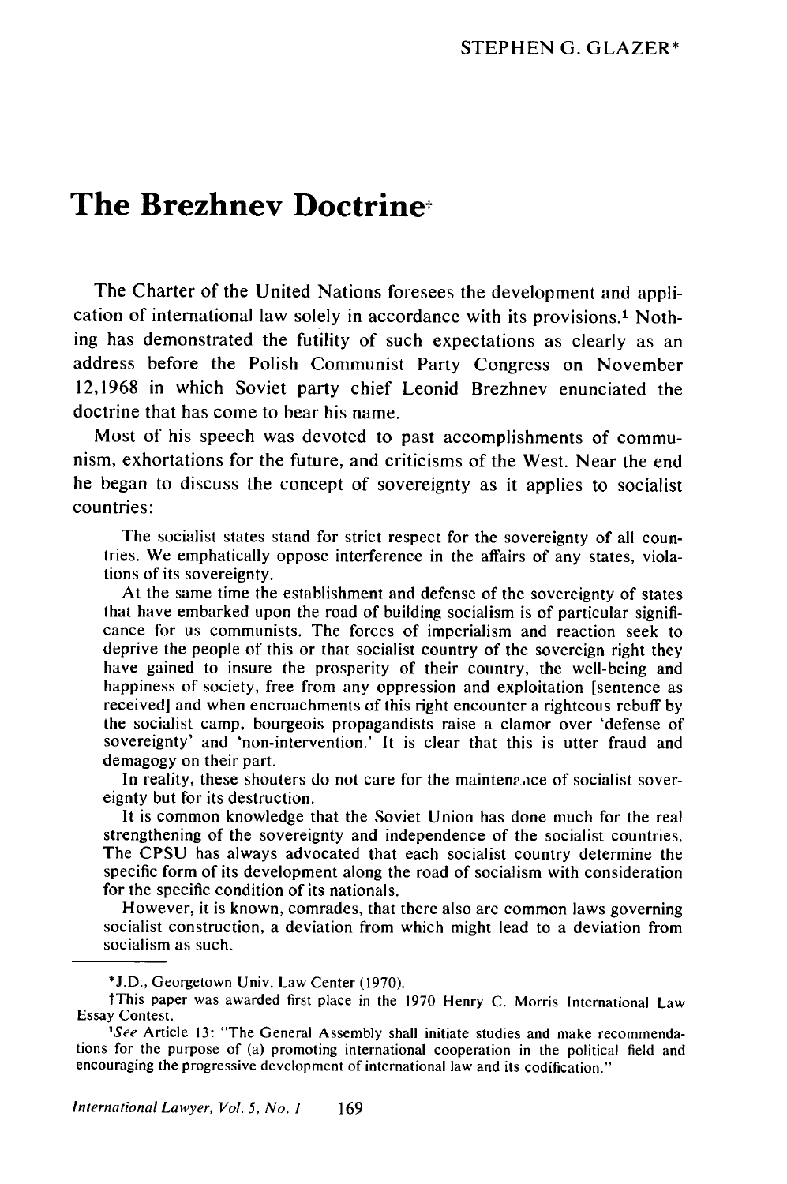STEPHEN G. GLAZER*

# The Brezhnev Doctrine†

The Charter of the United Nations foresees the development and application of international law solely in accordance with its provisions.[1] Nothing has demonstrated the futility of such expectations as clearly as an address before the Polish Communist Party Congress on November 12, 1968 in which Soviet party chief Leonid Brezhnev enunciated the doctrine that has come to bear his name.

Most of his speech was devoted to past accomplishments of communism, exhortations for the future, and criticisms of the West. Near the end he began to discuss the concept of sovereignty as it applies to socialist countries:

> The socialist states stand for strict respect for the sovereignty of all countries. We emphatically oppose interference in the affairs of any states, violations of its sovereignty.
>
> At the same time the establishment and defense of the sovereignty of states that have embarked upon the road of building socialism is of particular significance for us communists. The forces of imperialism and reaction seek to deprive the people of this or that socialist country of the sovereign right they have gained to insure the prosperity of their country, the well-being and happiness of society, free from any oppression and exploitation [sentence as received] and when encroachments of this right encounter a righteous rebuff by the socialist camp, bourgeois propagandists raise a clamor over 'defense of sovereignty' and 'non-intervention.' It is clear that this is utter fraud and demagogy on their part.
>
> In reality, these shouters do not care for the maintenance of socialist sovereignty but for its destruction.
>
> It is common knowledge that the Soviet Union has done much for the real strengthening of the sovereignty and independence of the socialist countries. The CPSU has always advocated that each socialist country determine the specific form of its development along the road of socialism with consideration for the specific condition of its nationals.
>
> However, it is known, comrades, that there also are common laws governing socialist construction, a deviation from which might lead to a deviation from socialism as such.

---

*J.D., Georgetown Univ. Law Center (1970).

†This paper was awarded first place in the 1970 Henry C. Morris International Law Essay Contest.

[1]*See* Article 13: "The General Assembly shall initiate studies and make recommendations for the purpose of (a) promoting international cooperation in the political field and encouraging the progressive development of international law and its codification."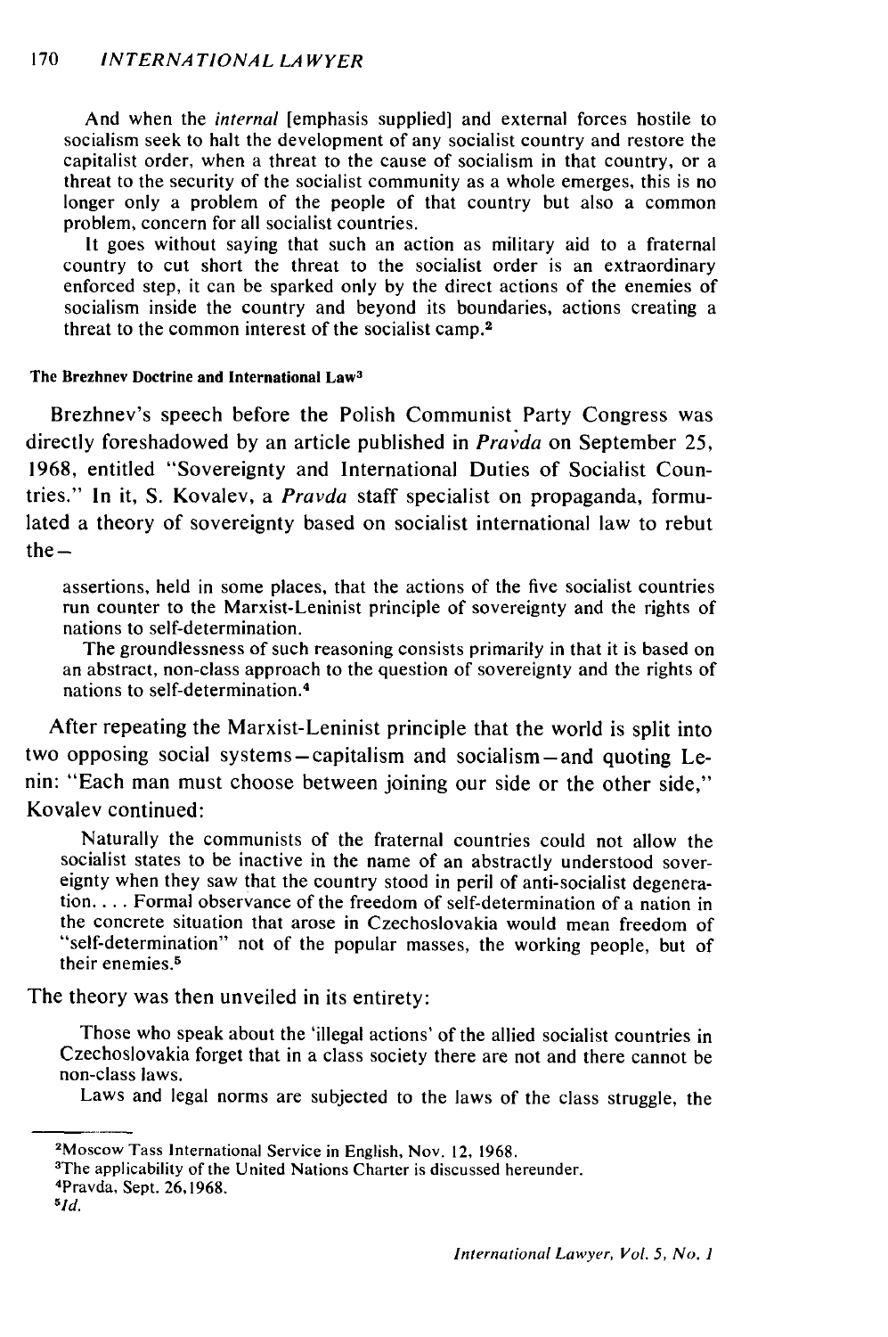And when the *internal* [emphasis supplied] and external forces hostile to socialism seek to halt the development of any socialist country and restore the capitalist order, when a threat to the cause of socialism in that country, or a threat to the security of the socialist community as a whole emerges, this is no longer only a problem of the people of that country but also a common problem, concern for all socialist countries.

It goes without saying that such an action as military aid to a fraternal country to cut short the threat to the socialist order is an extraordinary enforced step, it can be sparked only by the direct actions of the enemies of socialism inside the country and beyond its boundaries, actions creating a threat to the common interest of the socialist camp.[2]

#### The Brezhnev Doctrine and International Law[3]

Brezhnev's speech before the Polish Communist Party Congress was directly foreshadowed by an article published in *Pravda* on September 25, 1968, entitled "Sovereignty and International Duties of Socialist Countries." In it, S. Kovalev, a *Pravda* staff specialist on propaganda, formulated a theory of sovereignty based on socialist international law to rebut the—

> assertions, held in some places, that the actions of the five socialist countries run counter to the Marxist-Leninist principle of sovereignty and the rights of nations to self-determination.
>
> The groundlessness of such reasoning consists primarily in that it is based on an abstract, non-class approach to the question of sovereignty and the rights of nations to self-determination.[4]

After repeating the Marxist-Leninist principle that the world is split into two opposing social systems—capitalism and socialism—and quoting Lenin: "Each man must choose between joining our side or the other side," Kovalev continued:

> Naturally the communists of the fraternal countries could not allow the socialist states to be inactive in the name of an abstractly understood sovereignty when they saw that the country stood in peril of anti-socialist degeneration. . . . Formal observance of the freedom of self-determination of a nation in the concrete situation that arose in Czechoslovakia would mean freedom of "self-determination" not of the popular masses, the working people, but of their enemies.[5]

The theory was then unveiled in its entirety:

> Those who speak about the 'illegal actions' of the allied socialist countries in Czechoslovakia forget that in a class society there are not and there cannot be non-class laws.
>
> Laws and legal norms are subjected to the laws of the class struggle, the

---

[2] Moscow Tass International Service in English, Nov. 12, 1968.

[3] The applicability of the United Nations Charter is discussed hereunder.

[4] Pravda, Sept. 26, 1968.

[5] *Id.*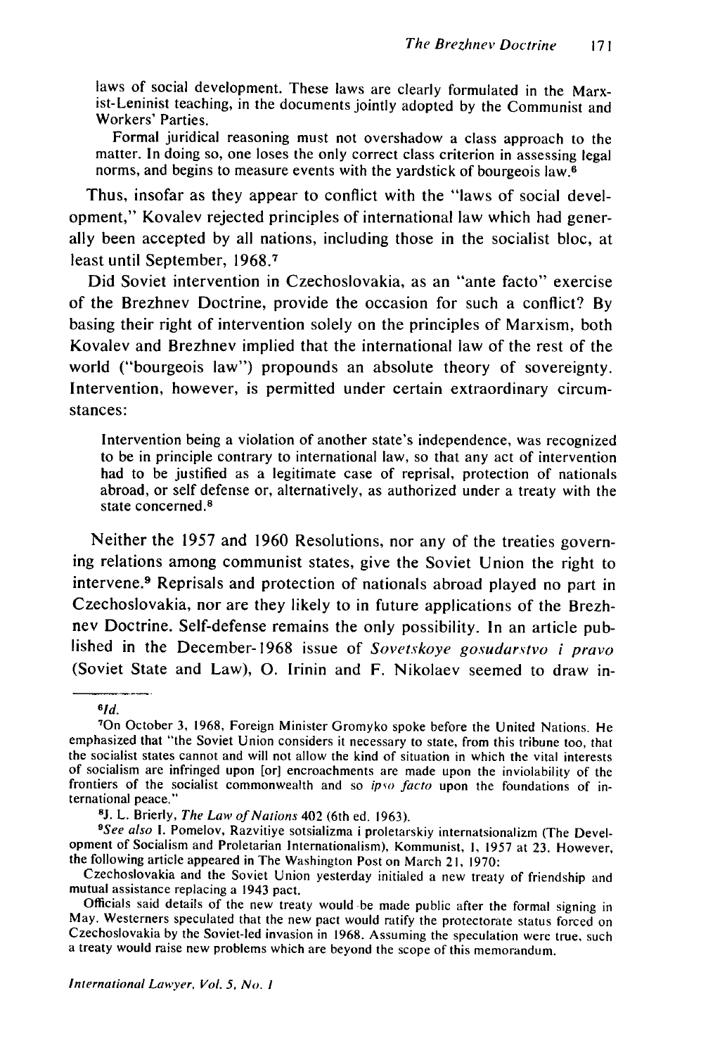laws of social development. These laws are clearly formulated in the Marxist-Leninist teaching, in the documents jointly adopted by the Communist and Workers' Parties.

> Formal juridical reasoning must not overshadow a class approach to the matter. In doing so, one loses the only correct class criterion in assessing legal norms, and begins to measure events with the yardstick of bourgeois law.[6]

Thus, insofar as they appear to conflict with the "laws of social development," Kovalev rejected principles of international law which had generally been accepted by all nations, including those in the socialist bloc, at least until September, 1968.[7]

Did Soviet intervention in Czechoslovakia, as an "ante facto" exercise of the Brezhnev Doctrine, provide the occasion for such a conflict? By basing their right of intervention solely on the principles of Marxism, both Kovalev and Brezhnev implied that the international law of the rest of the world ("bourgeois law") propounds an absolute theory of sovereignty. Intervention, however, is permitted under certain extraordinary circumstances:

> Intervention being a violation of another state's independence, was recognized to be in principle contrary to international law, so that any act of intervention had to be justified as a legitimate case of reprisal, protection of nationals abroad, or self defense or, alternatively, as authorized under a treaty with the state concerned.[8]

Neither the 1957 and 1960 Resolutions, nor any of the treaties governing relations among communist states, give the Soviet Union the right to intervene.[9] Reprisals and protection of nationals abroad played no part in Czechoslovakia, nor are they likely to in future applications of the Brezhnev Doctrine. Self-defense remains the only possibility. In an article published in the December-1968 issue of *Sovetskoye gosudarstvo i pravo* (Soviet State and Law), O. Irinin and F. Nikolaev seemed to draw in-

---

[6] *Id.*

[7] On October 3, 1968, Foreign Minister Gromyko spoke before the United Nations. He emphasized that "the Soviet Union considers it necessary to state, from this tribune too, that the socialist states cannot and will not allow the kind of situation in which the vital interests of socialism are infringed upon [or] encroachments are made upon the inviolability of the frontiers of the socialist commonwealth and so *ipso facto* upon the foundations of international peace."

[8] J. L. Brierly, *The Law of Nations* 402 (6th ed. 1963).

[9] *See also* I. Pomelov, Razvitiye sotsializma i proletarskiy internatsionalizm (The Development of Socialism and Proletarian Internationalism), Kommunist, 1, 1957 at 23. However, the following article appeared in The Washington Post on March 21, 1970:

Czechoslovakia and the Soviet Union yesterday initialed a new treaty of friendship and mutual assistance replacing a 1943 pact.

Officials said details of the new treaty would be made public after the formal signing in May. Westerners speculated that the new pact would ratify the protectorate status forced on Czechoslovakia by the Soviet-led invasion in 1968. Assuming the speculation were true, such a treaty would raise new problems which are beyond the scope of this memorandum.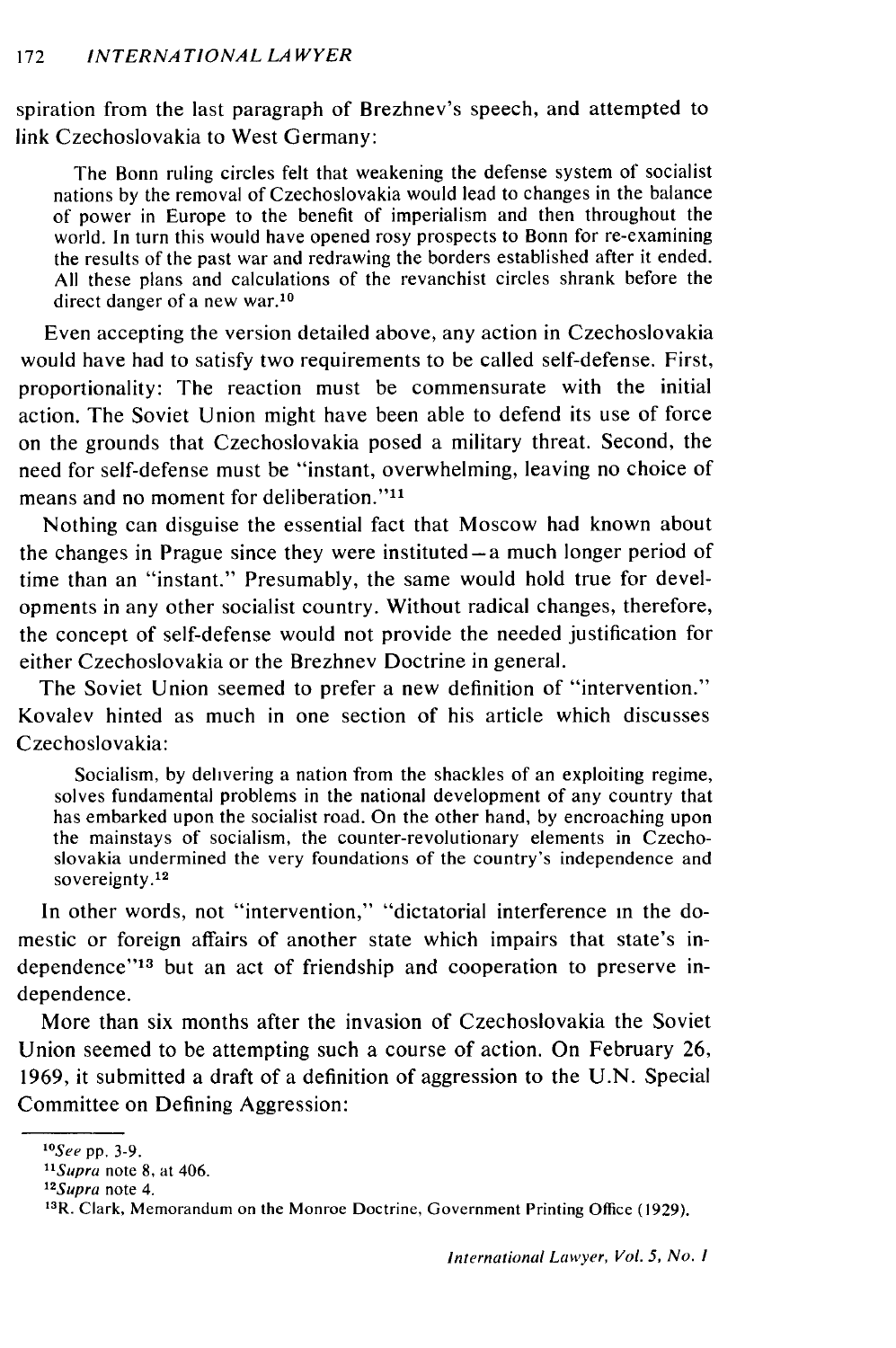spiration from the last paragraph of Brezhnev's speech, and attempted to link Czechoslovakia to West Germany:

> The Bonn ruling circles felt that weakening the defense system of socialist nations by the removal of Czechoslovakia would lead to changes in the balance of power in Europe to the benefit of imperialism and then throughout the world. In turn this would have opened rosy prospects to Bonn for re-examining the results of the past war and redrawing the borders established after it ended. All these plans and calculations of the revanchist circles shrank before the direct danger of a new war.[10]

Even accepting the version detailed above, any action in Czechoslovakia would have had to satisfy two requirements to be called self-defense. First, proportionality: The reaction must be commensurate with the initial action. The Soviet Union might have been able to defend its use of force on the grounds that Czechoslovakia posed a military threat. Second, the need for self-defense must be "instant, overwhelming, leaving no choice of means and no moment for deliberation."[11]

Nothing can disguise the essential fact that Moscow had known about the changes in Prague since they were instituted—a much longer period of time than an "instant." Presumably, the same would hold true for developments in any other socialist country. Without radical changes, therefore, the concept of self-defense would not provide the needed justification for either Czechoslovakia or the Brezhnev Doctrine in general.

The Soviet Union seemed to prefer a new definition of "intervention." Kovalev hinted as much in one section of his article which discusses Czechoslovakia:

> Socialism, by delivering a nation from the shackles of an exploiting regime, solves fundamental problems in the national development of any country that has embarked upon the socialist road. On the other hand, by encroaching upon the mainstays of socialism, the counter-revolutionary elements in Czechoslovakia undermined the very foundations of the country's independence and sovereignty.[12]

In other words, not "intervention," "dictatorial interference in the domestic or foreign affairs of another state which impairs that state's independence"[13] but an act of friendship and cooperation to preserve independence.

More than six months after the invasion of Czechoslovakia the Soviet Union seemed to be attempting such a course of action. On February 26, 1969, it submitted a draft of a definition of aggression to the U.N. Special Committee on Defining Aggression:

---

[10] *See* pp. 3-9.

[11] *Supra* note 8, at 406.

[12] *Supra* note 4.

[13] R. Clark, Memorandum on the Monroe Doctrine, Government Printing Office (1929).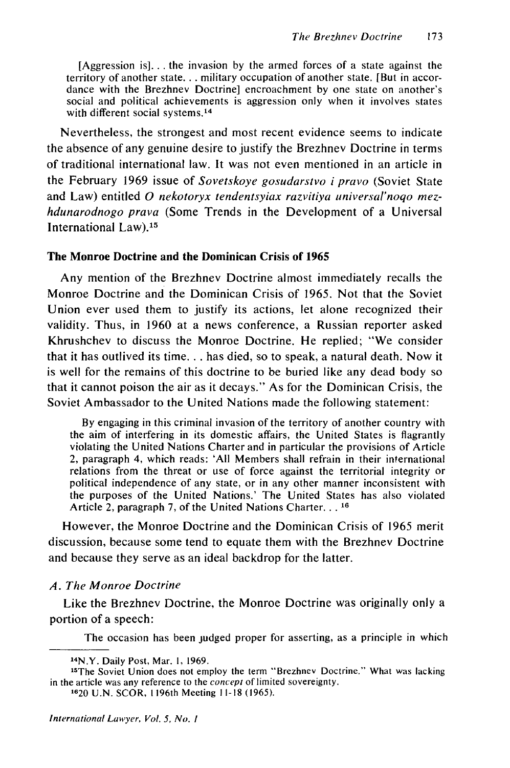> [Aggression is]. . . the invasion by the armed forces of a state against the territory of another state. . . military occupation of another state. [But in accordance with the Brezhnev Doctrine] encroachment by one state on another's social and political achievements is aggression only when it involves states with different social systems.[14]

Nevertheless, the strongest and most recent evidence seems to indicate the absence of any genuine desire to justify the Brezhnev Doctrine in terms of traditional international law. It was not even mentioned in an article in the February 1969 issue of *Sovetskoye gosudarstvo i pravo* (Soviet State and Law) entitled *O nekotoryx tendentsyiax razvitiya universal'noqo mezhdunarodnogo prava* (Some Trends in the Development of a Universal International Law).[15]

### The Monroe Doctrine and the Dominican Crisis of 1965

Any mention of the Brezhnev Doctrine almost immediately recalls the Monroe Doctrine and the Dominican Crisis of 1965. Not that the Soviet Union ever used them to justify its actions, let alone recognized their validity. Thus, in 1960 at a news conference, a Russian reporter asked Khrushchev to discuss the Monroe Doctrine. He replied; "We consider that it has outlived its time. . . has died, so to speak, a natural death. Now it is well for the remains of this doctrine to be buried like any dead body so that it cannot poison the air as it decays." As for the Dominican Crisis, the Soviet Ambassador to the United Nations made the following statement:

> By engaging in this criminal invasion of the territory of another country with the aim of interfering in its domestic affairs, the United States is flagrantly violating the United Nations Charter and in particular the provisions of Article 2, paragraph 4, which reads: 'All Members shall refrain in their international relations from the threat or use of force against the territorial integrity or political independence of any state, or in any other manner inconsistent with the purposes of the United Nations.' The United States has also violated Article 2, paragraph 7, of the United Nations Charter. . . [16]

However, the Monroe Doctrine and the Dominican Crisis of 1965 merit discussion, because some tend to equate them with the Brezhnev Doctrine and because they serve as an ideal backdrop for the latter.

#### *A. The Monroe Doctrine*

Like the Brezhnev Doctrine, the Monroe Doctrine was originally only a portion of a speech:

> The occasion has been judged proper for asserting, as a principle in which

---

[14] N.Y. Daily Post, Mar. 1, 1969.

[15] The Soviet Union does not employ the term "Brezhnev Doctrine." What was lacking in the article was any reference to the *concept* of limited sovereignty.

[16] 20 U.N. SCOR, 1196th Meeting 11-18 (1965).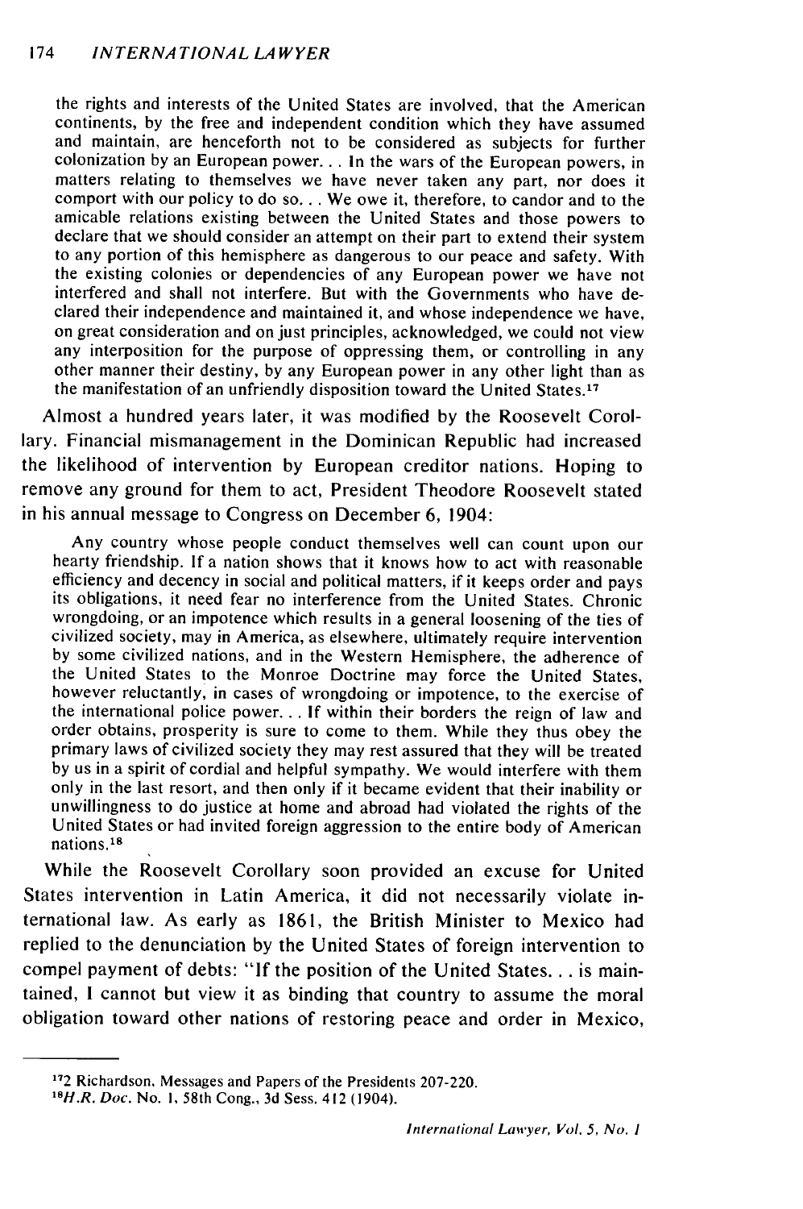> the rights and interests of the United States are involved, that the American continents, by the free and independent condition which they have assumed and maintain, are henceforth not to be considered as subjects for further colonization by an European power... In the wars of the European powers, in matters relating to themselves we have never taken any part, nor does it comport with our policy to do so... We owe it, therefore, to candor and to the amicable relations existing between the United States and those powers to declare that we should consider an attempt on their part to extend their system to any portion of this hemisphere as dangerous to our peace and safety. With the existing colonies or dependencies of any European power we have not interfered and shall not interfere. But with the Governments who have declared their independence and maintained it, and whose independence we have, on great consideration and on just principles, acknowledged, we could not view any interposition for the purpose of oppressing them, or controlling in any other manner their destiny, by any European power in any other light than as the manifestation of an unfriendly disposition toward the United States.[17]

Almost a hundred years later, it was modified by the Roosevelt Corollary. Financial mismanagement in the Dominican Republic had increased the likelihood of intervention by European creditor nations. Hoping to remove any ground for them to act, President Theodore Roosevelt stated in his annual message to Congress on December 6, 1904:

> Any country whose people conduct themselves well can count upon our hearty friendship. If a nation shows that it knows how to act with reasonable efficiency and decency in social and political matters, if it keeps order and pays its obligations, it need fear no interference from the United States. Chronic wrongdoing, or an impotence which results in a general loosening of the ties of civilized society, may in America, as elsewhere, ultimately require intervention by some civilized nations, and in the Western Hemisphere, the adherence of the United States to the Monroe Doctrine may force the United States, however reluctantly, in cases of wrongdoing or impotence, to the exercise of the international police power... If within their borders the reign of law and order obtains, prosperity is sure to come to them. While they thus obey the primary laws of civilized society they may rest assured that they will be treated by us in a spirit of cordial and helpful sympathy. We would interfere with them only in the last resort, and then only if it became evident that their inability or unwillingness to do justice at home and abroad had violated the rights of the United States or had invited foreign aggression to the entire body of American nations.[18]

While the Roosevelt Corollary soon provided an excuse for United States intervention in Latin America, it did not necessarily violate international law. As early as 1861, the British Minister to Mexico had replied to the denunciation by the United States of foreign intervention to compel payment of debts: "If the position of the United States... is maintained, I cannot but view it as binding that country to assume the moral obligation toward other nations of restoring peace and order in Mexico,

---

[17] 2 Richardson, Messages and Papers of the Presidents 207-220.

[18] *H.R. Doc.* No. 1, 58th Cong., 3d Sess. 412 (1904).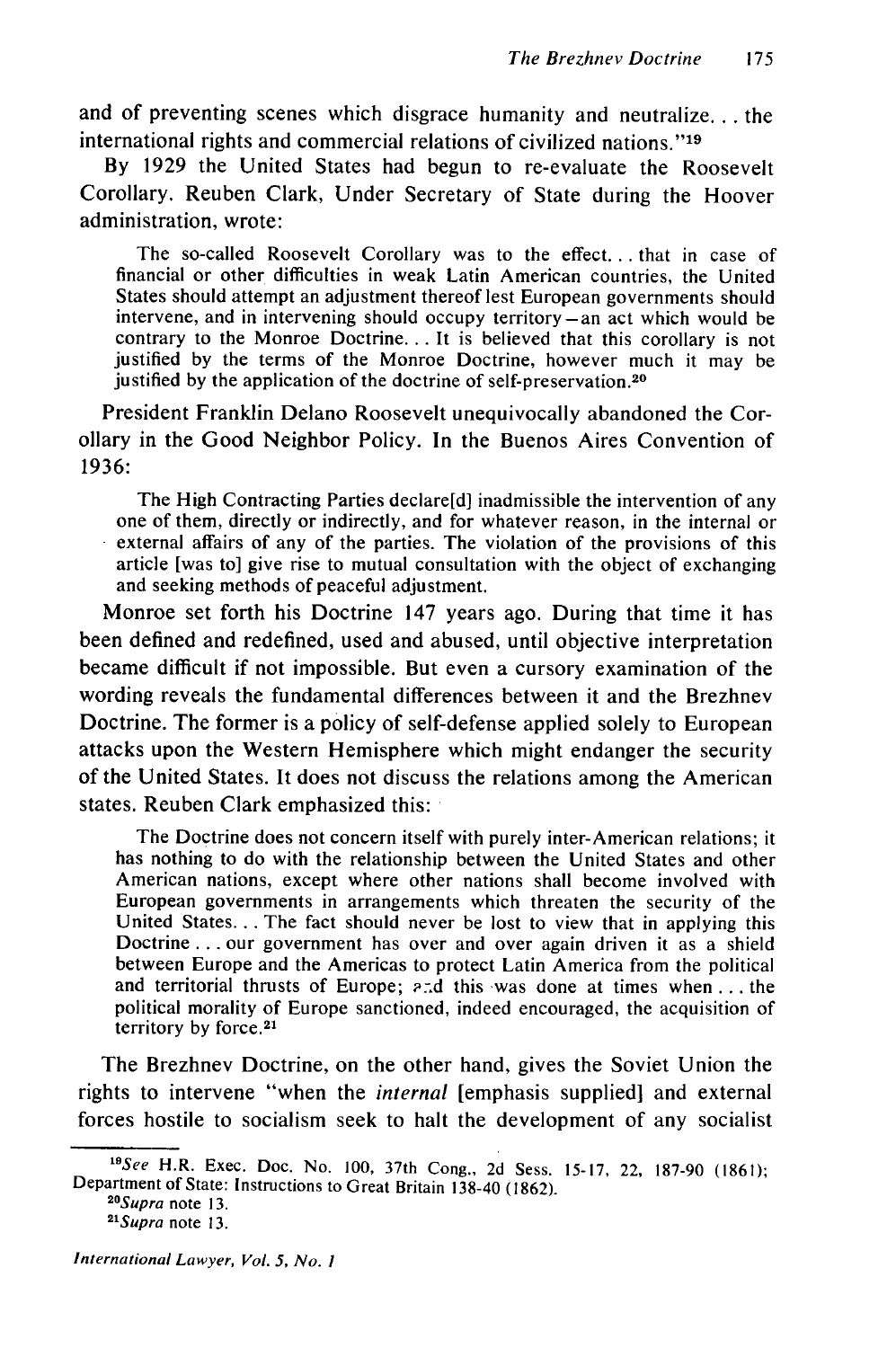and of preventing scenes which disgrace humanity and neutralize... the international rights and commercial relations of civilized nations."[19]

By 1929 the United States had begun to re-evaluate the Roosevelt Corollary. Reuben Clark, Under Secretary of State during the Hoover administration, wrote:

> The so-called Roosevelt Corollary was to the effect... that in case of financial or other difficulties in weak Latin American countries, the United States should attempt an adjustment thereof lest European governments should intervene, and in intervening should occupy territory—an act which would be contrary to the Monroe Doctrine... It is believed that this corollary is not justified by the terms of the Monroe Doctrine, however much it may be justified by the application of the doctrine of self-preservation.[20]

President Franklin Delano Roosevelt unequivocally abandoned the Corollary in the Good Neighbor Policy. In the Buenos Aires Convention of 1936:

> The High Contracting Parties declare[d] inadmissible the intervention of any one of them, directly or indirectly, and for whatever reason, in the internal or external affairs of any of the parties. The violation of the provisions of this article [was to] give rise to mutual consultation with the object of exchanging and seeking methods of peaceful adjustment.

Monroe set forth his Doctrine 147 years ago. During that time it has been defined and redefined, used and abused, until objective interpretation became difficult if not impossible. But even a cursory examination of the wording reveals the fundamental differences between it and the Brezhnev Doctrine. The former is a policy of self-defense applied solely to European attacks upon the Western Hemisphere which might endanger the security of the United States. It does not discuss the relations among the American states. Reuben Clark emphasized this:

> The Doctrine does not concern itself with purely inter-American relations; it has nothing to do with the relationship between the United States and other American nations, except where other nations shall become involved with European governments in arrangements which threaten the security of the United States... The fact should never be lost to view that in applying this Doctrine... our government has over and over again driven it as a shield between Europe and the Americas to protect Latin America from the political and territorial thrusts of Europe; and this was done at times when... the political morality of Europe sanctioned, indeed encouraged, the acquisition of territory by force.[21]

The Brezhnev Doctrine, on the other hand, gives the Soviet Union the rights to intervene "when the *internal* [emphasis supplied] and external forces hostile to socialism seek to halt the development of any socialist

---

[19] *See* H.R. Exec. Doc. No. 100, 37th Cong., 2d Sess. 15-17, 22, 187-90 (1861); Department of State: Instructions to Great Britain 138-40 (1862).

[20] *Supra* note 13.

[21] *Supra* note 13.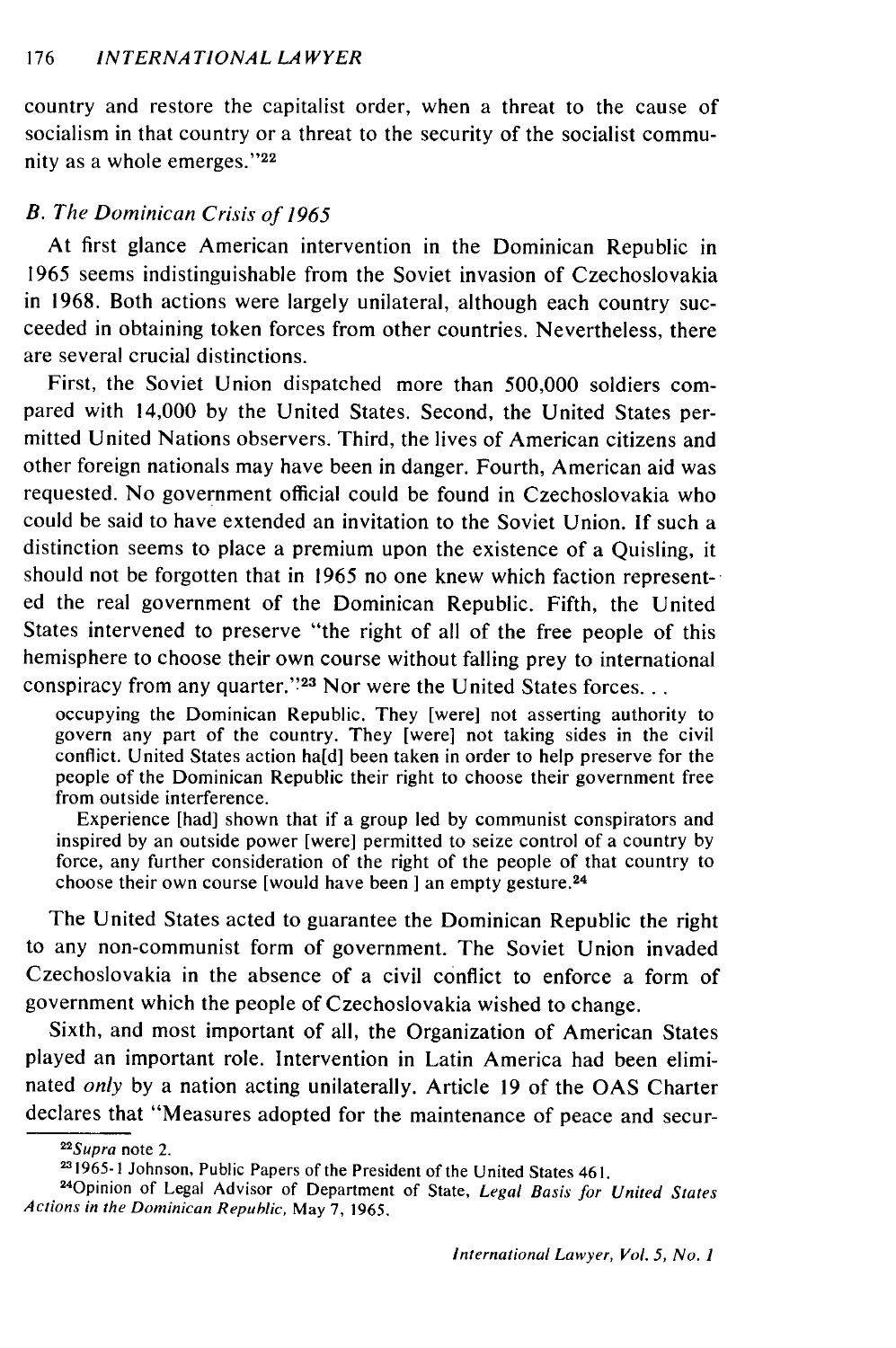country and restore the capitalist order, when a threat to the cause of socialism in that country or a threat to the security of the socialist community as a whole emerges."[22]

### *B. The Dominican Crisis of 1965*

At first glance American intervention in the Dominican Republic in 1965 seems indistinguishable from the Soviet invasion of Czechoslovakia in 1968. Both actions were largely unilateral, although each country succeeded in obtaining token forces from other countries. Nevertheless, there are several crucial distinctions.

First, the Soviet Union dispatched more than 500,000 soldiers compared with 14,000 by the United States. Second, the United States permitted United Nations observers. Third, the lives of American citizens and other foreign nationals may have been in danger. Fourth, American aid was requested. No government official could be found in Czechoslovakia who could be said to have extended an invitation to the Soviet Union. If such a distinction seems to place a premium upon the existence of a Quisling, it should not be forgotten that in 1965 no one knew which faction represented the real government of the Dominican Republic. Fifth, the United States intervened to preserve "the right of all of the free people of this hemisphere to choose their own course without falling prey to international conspiracy from any quarter."[23] Nor were the United States forces. . .

> occupying the Dominican Republic. They [were] not asserting authority to govern any part of the country. They [were] not taking sides in the civil conflict. United States action ha[d] been taken in order to help preserve for the people of the Dominican Republic their right to choose their government free from outside interference.
>
> Experience [had] shown that if a group led by communist conspirators and inspired by an outside power [were] permitted to seize control of a country by force, any further consideration of the right of the people of that country to choose their own course [would have been ] an empty gesture.[24]

The United States acted to guarantee the Dominican Republic the right to any non-communist form of government. The Soviet Union invaded Czechoslovakia in the absence of a civil conflict to enforce a form of government which the people of Czechoslovakia wished to change.

Sixth, and most important of all, the Organization of American States played an important role. Intervention in Latin America had been eliminated *only* by a nation acting unilaterally. Article 19 of the OAS Charter declares that "Measures adopted for the maintenance of peace and secur-

---

[22] *Supra* note 2.

[23] 1965-1 Johnson, Public Papers of the President of the United States 461.

[24] Opinion of Legal Advisor of Department of State, *Legal Basis for United States Actions in the Dominican Republic*, May 7, 1965.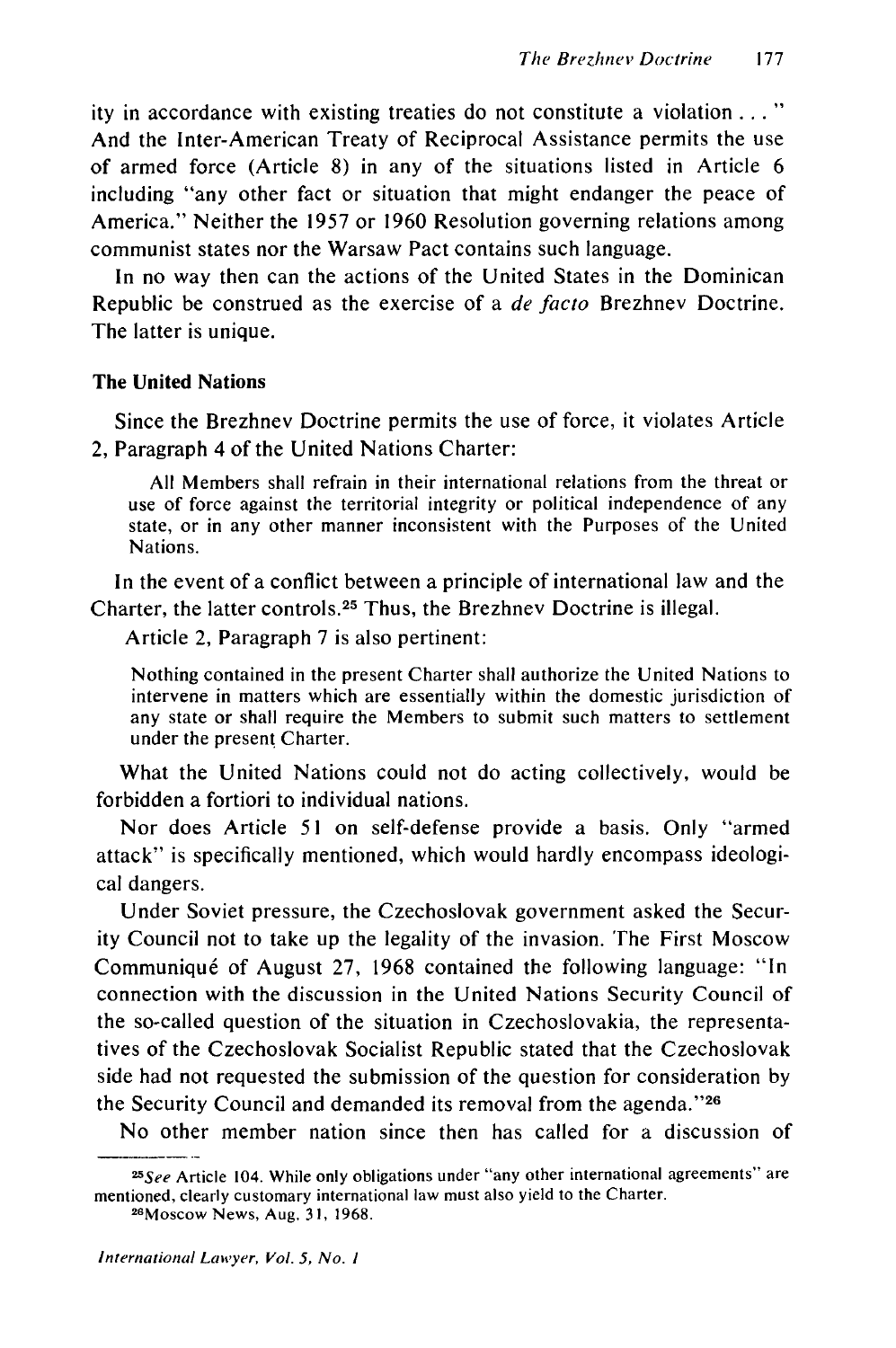ity in accordance with existing treaties do not constitute a violation . . . " And the Inter-American Treaty of Reciprocal Assistance permits the use of armed force (Article 8) in any of the situations listed in Article 6 including "any other fact or situation that might endanger the peace of America." Neither the 1957 or 1960 Resolution governing relations among communist states nor the Warsaw Pact contains such language.

In no way then can the actions of the United States in the Dominican Republic be construed as the exercise of a *de facto* Brezhnev Doctrine. The latter is unique.

### The United Nations

Since the Brezhnev Doctrine permits the use of force, it violates Article 2, Paragraph 4 of the United Nations Charter:

> All Members shall refrain in their international relations from the threat or use of force against the territorial integrity or political independence of any state, or in any other manner inconsistent with the Purposes of the United Nations.

In the event of a conflict between a principle of international law and the Charter, the latter controls.[25] Thus, the Brezhnev Doctrine is illegal.

Article 2, Paragraph 7 is also pertinent:

> Nothing contained in the present Charter shall authorize the United Nations to intervene in matters which are essentially within the domestic jurisdiction of any state or shall require the Members to submit such matters to settlement under the present Charter.

What the United Nations could not do acting collectively, would be forbidden a fortiori to individual nations.

Nor does Article 51 on self-defense provide a basis. Only "armed attack" is specifically mentioned, which would hardly encompass ideological dangers.

Under Soviet pressure, the Czechoslovak government asked the Security Council not to take up the legality of the invasion. The First Moscow Communiqué of August 27, 1968 contained the following language: "In connection with the discussion in the United Nations Security Council of the so-called question of the situation in Czechoslovakia, the representatives of the Czechoslovak Socialist Republic stated that the Czechoslovak side had not requested the submission of the question for consideration by the Security Council and demanded its removal from the agenda."[26]

No other member nation since then has called for a discussion of

---

[25] *See* Article 104. While only obligations under "any other international agreements" are mentioned, clearly customary international law must also yield to the Charter.

[26] Moscow News, Aug. 31, 1968.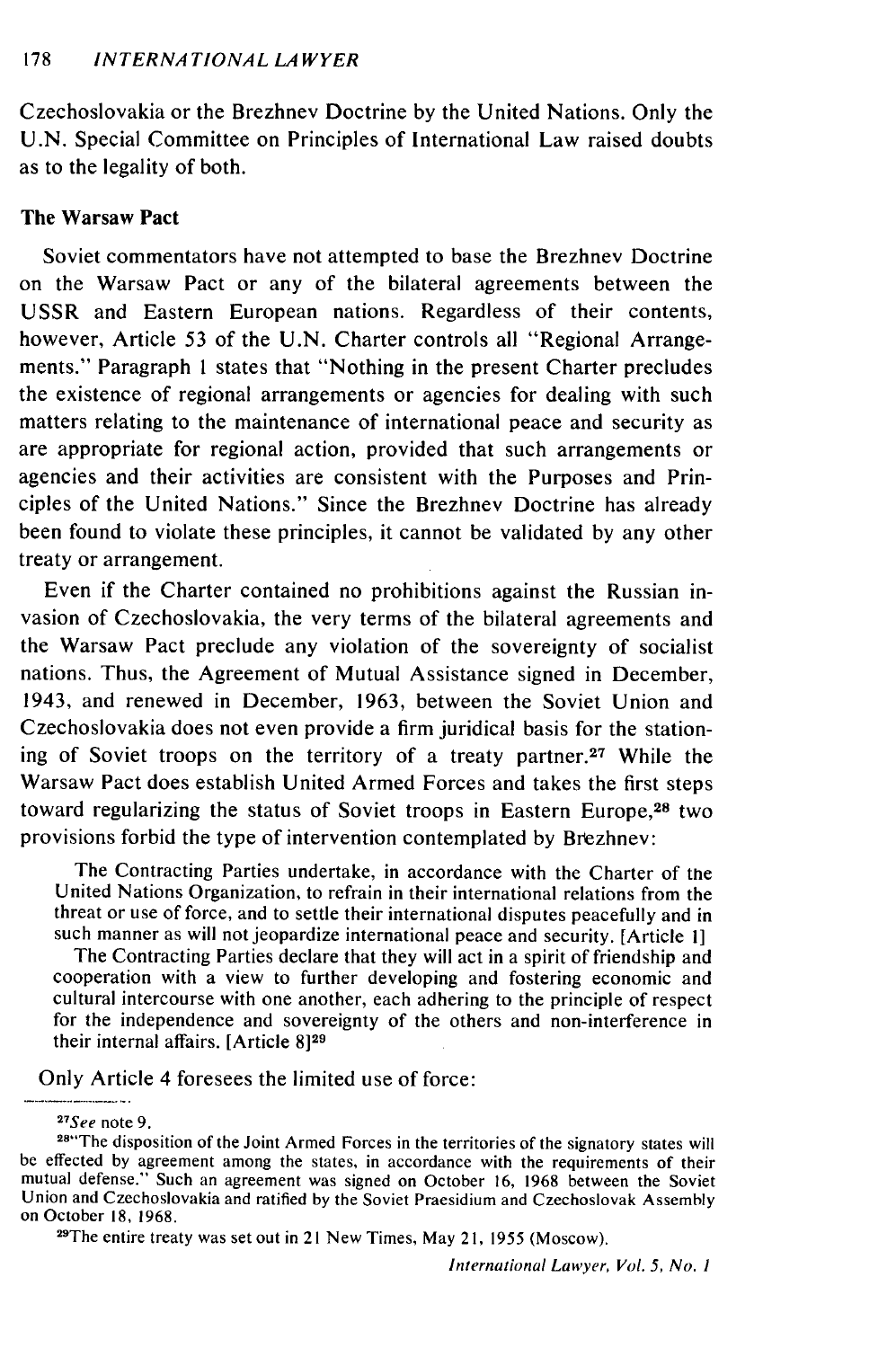Czechoslovakia or the Brezhnev Doctrine by the United Nations. Only the U.N. Special Committee on Principles of International Law raised doubts as to the legality of both.

## The Warsaw Pact

Soviet commentators have not attempted to base the Brezhnev Doctrine on the Warsaw Pact or any of the bilateral agreements between the USSR and Eastern European nations. Regardless of their contents, however, Article 53 of the U.N. Charter controls all "Regional Arrangements." Paragraph 1 states that "Nothing in the present Charter precludes the existence of regional arrangements or agencies for dealing with such matters relating to the maintenance of international peace and security as are appropriate for regional action, provided that such arrangements or agencies and their activities are consistent with the Purposes and Principles of the United Nations." Since the Brezhnev Doctrine has already been found to violate these principles, it cannot be validated by any other treaty or arrangement.

Even if the Charter contained no prohibitions against the Russian invasion of Czechoslovakia, the very terms of the bilateral agreements and the Warsaw Pact preclude any violation of the sovereignty of socialist nations. Thus, the Agreement of Mutual Assistance signed in December, 1943, and renewed in December, 1963, between the Soviet Union and Czechoslovakia does not even provide a firm juridical basis for the stationing of Soviet troops on the territory of a treaty partner.[27] While the Warsaw Pact does establish United Armed Forces and takes the first steps toward regularizing the status of Soviet troops in Eastern Europe,[28] two provisions forbid the type of intervention contemplated by Brezhnev:

> The Contracting Parties undertake, in accordance with the Charter of the United Nations Organization, to refrain in their international relations from the threat or use of force, and to settle their international disputes peacefully and in such manner as will not jeopardize international peace and security. [Article 1]
>
> The Contracting Parties declare that they will act in a spirit of friendship and cooperation with a view to further developing and fostering economic and cultural intercourse with one another, each adhering to the principle of respect for the independence and sovereignty of the others and non-interference in their internal affairs. [Article 8][29]

Only Article 4 foresees the limited use of force:

---

[27] *See* note 9.

[28] "The disposition of the Joint Armed Forces in the territories of the signatory states will be effected by agreement among the states, in accordance with the requirements of their mutual defense." Such an agreement was signed on October 16, 1968 between the Soviet Union and Czechoslovakia and ratified by the Soviet Praesidium and Czechoslovak Assembly on October 18, 1968.

[29] The entire treaty was set out in 21 New Times, May 21, 1955 (Moscow).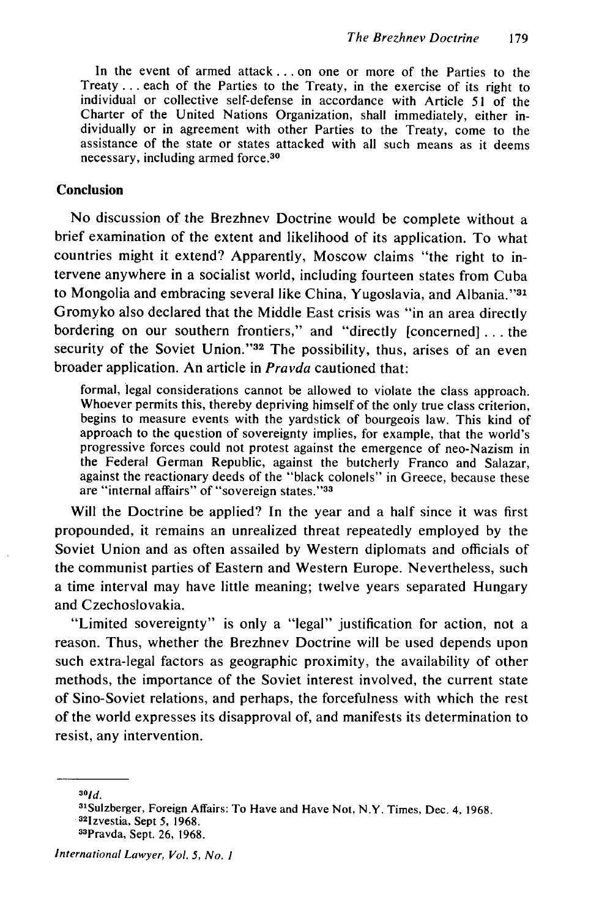> In the event of armed attack . . . on one or more of the Parties to the Treaty . . . each of the Parties to the Treaty, in the exercise of its right to individual or collective self-defense in accordance with Article 51 of the Charter of the United Nations Organization, shall immediately, either individually or in agreement with other Parties to the Treaty, come to the assistance of the state or states attacked with all such means as it deems necessary, including armed force.[30]

## Conclusion

No discussion of the Brezhnev Doctrine would be complete without a brief examination of the extent and likelihood of its application. To what countries might it extend? Apparently, Moscow claims "the right to intervene anywhere in a socialist world, including fourteen states from Cuba to Mongolia and embracing several like China, Yugoslavia, and Albania."[31] Gromyko also declared that the Middle East crisis was "in an area directly bordering on our southern frontiers," and "directly [concerned] . . . the security of the Soviet Union."[32] The possibility, thus, arises of an even broader application. An article in *Pravda* cautioned that:

> formal, legal considerations cannot be allowed to violate the class approach. Whoever permits this, thereby depriving himself of the only true class criterion, begins to measure events with the yardstick of bourgeois law. This kind of approach to the question of sovereignty implies, for example, that the world's progressive forces could not protest against the emergence of neo-Nazism in the Federal German Republic, against the butcherly Franco and Salazar, against the reactionary deeds of the "black colonels" in Greece, because these are "internal affairs" of "sovereign states."[33]

Will the Doctrine be applied? In the year and a half since it was first propounded, it remains an unrealized threat repeatedly employed by the Soviet Union and as often assailed by Western diplomats and officials of the communist parties of Eastern and Western Europe. Nevertheless, such a time interval may have little meaning; twelve years separated Hungary and Czechoslovakia.

"Limited sovereignty" is only a "legal" justification for action, not a reason. Thus, whether the Brezhnev Doctrine will be used depends upon such extra-legal factors as geographic proximity, the availability of other methods, the importance of the Soviet interest involved, the current state of Sino-Soviet relations, and perhaps, the forcefulness with which the rest of the world expresses its disapproval of, and manifests its determination to resist, any intervention.

---

[30] *Id.*

[31] Sulzberger, Foreign Affairs: To Have and Have Not, N.Y. Times, Dec. 4, 1968.

[32] Izvestia, Sept 5, 1968.

[33] Pravda, Sept. 26, 1968.